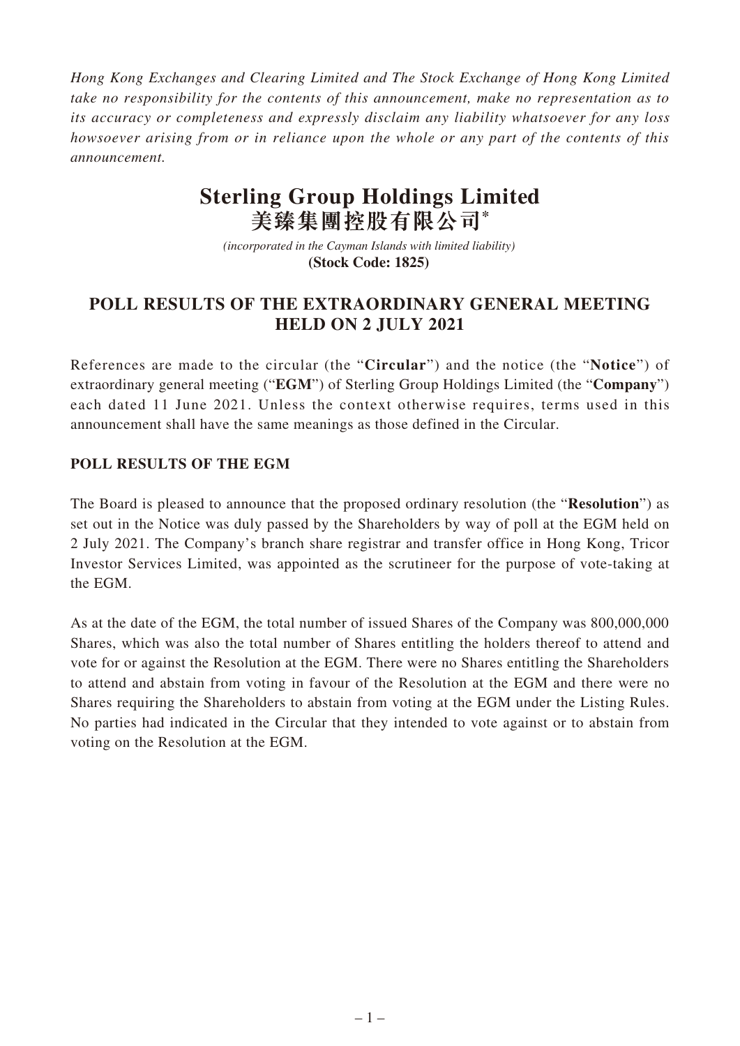*Hong Kong Exchanges and Clearing Limited and The Stock Exchange of Hong Kong Limited take no responsibility for the contents of this announcement, make no representation as to its accuracy or completeness and expressly disclaim any liability whatsoever for any loss howsoever arising from or in reliance upon the whole or any part of the contents of this announcement.*

# Sterling Group Holdings Limited
# 美臻集團控股有限公司*

*(incorporated in the Cayman Islands with limited liability)*
**(Stock Code: 1825)**

## POLL RESULTS OF THE EXTRAORDINARY GENERAL MEETING HELD ON 2 JULY 2021

References are made to the circular (the "**Circular**") and the notice (the "**Notice**") of extraordinary general meeting ("**EGM**") of Sterling Group Holdings Limited (the "**Company**") each dated 11 June 2021. Unless the context otherwise requires, terms used in this announcement shall have the same meanings as those defined in the Circular.

### POLL RESULTS OF THE EGM

The Board is pleased to announce that the proposed ordinary resolution (the "**Resolution**") as set out in the Notice was duly passed by the Shareholders by way of poll at the EGM held on 2 July 2021. The Company's branch share registrar and transfer office in Hong Kong, Tricor Investor Services Limited, was appointed as the scrutineer for the purpose of vote-taking at the EGM.

As at the date of the EGM, the total number of issued Shares of the Company was 800,000,000 Shares, which was also the total number of Shares entitling the holders thereof to attend and vote for or against the Resolution at the EGM. There were no Shares entitling the Shareholders to attend and abstain from voting in favour of the Resolution at the EGM and there were no Shares requiring the Shareholders to abstain from voting at the EGM under the Listing Rules. No parties had indicated in the Circular that they intended to vote against or to abstain from voting on the Resolution at the EGM.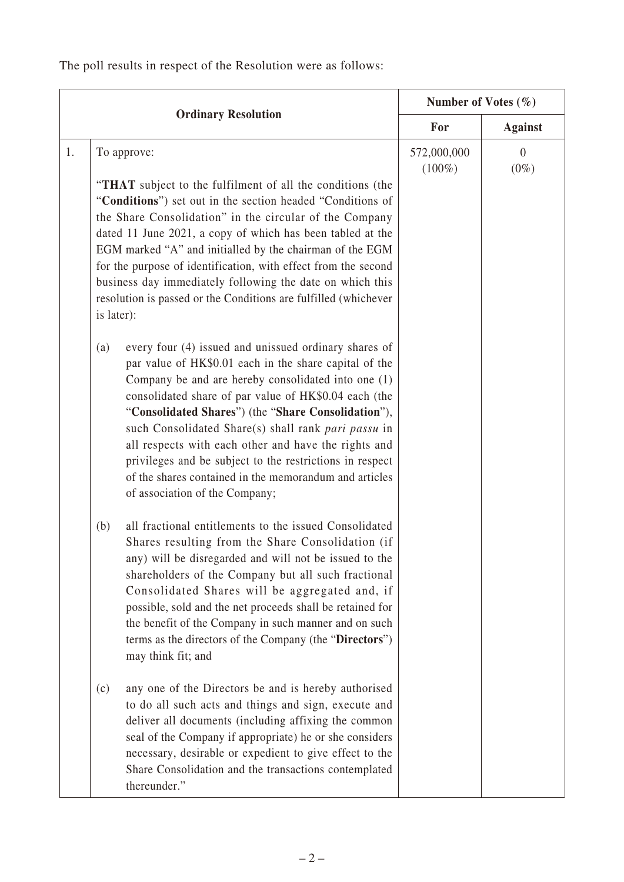The poll results in respect of the Resolution were as follows:

| Ordinary Resolution | | Number of Votes (%) | |
|---|---|---|---|
| | | **For** | **Against** |
| 1. | To approve:<br><br>"**THAT** subject to the fulfilment of all the conditions (the "**Conditions**") set out in the section headed "Conditions of the Share Consolidation" in the circular of the Company dated 11 June 2021, a copy of which has been tabled at the EGM marked "A" and initialled by the chairman of the EGM for the purpose of identification, with effect from the second business day immediately following the date on which this resolution is passed or the Conditions are fulfilled (whichever is later):<br><br>(a) every four (4) issued and unissued ordinary shares of par value of HK$0.01 each in the share capital of the Company be and are hereby consolidated into one (1) consolidated share of par value of HK$0.04 each (the "**Consolidated Shares**") (the "**Share Consolidation**"), such Consolidated Share(s) shall rank *pari passu* in all respects with each other and have the rights and privileges and be subject to the restrictions in respect of the shares contained in the memorandum and articles of association of the Company;<br><br>(b) all fractional entitlements to the issued Consolidated Shares resulting from the Share Consolidation (if any) will be disregarded and will not be issued to the shareholders of the Company but all such fractional Consolidated Shares will be aggregated and, if possible, sold and the net proceeds shall be retained for the benefit of the Company in such manner and on such terms as the directors of the Company (the "**Directors**") may think fit; and<br><br>(c) any one of the Directors be and is hereby authorised to do all such acts and things and sign, execute and deliver all documents (including affixing the common seal of the Company if appropriate) he or she considers necessary, desirable or expedient to give effect to the Share Consolidation and the transactions contemplated thereunder." | 572,000,000 (100%) | 0 (0%) |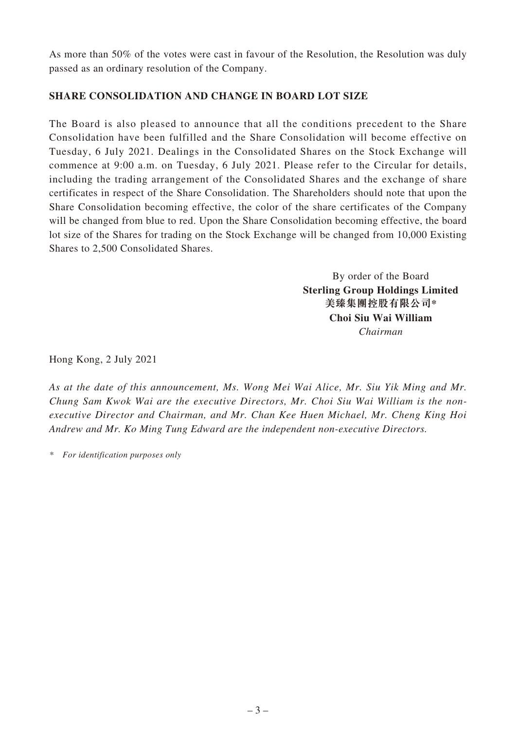As more than 50% of the votes were cast in favour of the Resolution, the Resolution was duly passed as an ordinary resolution of the Company.

**SHARE CONSOLIDATION AND CHANGE IN BOARD LOT SIZE**

The Board is also pleased to announce that all the conditions precedent to the Share Consolidation have been fulfilled and the Share Consolidation will become effective on Tuesday, 6 July 2021. Dealings in the Consolidated Shares on the Stock Exchange will commence at 9:00 a.m. on Tuesday, 6 July 2021. Please refer to the Circular for details, including the trading arrangement of the Consolidated Shares and the exchange of share certificates in respect of the Share Consolidation. The Shareholders should note that upon the Share Consolidation becoming effective, the color of the share certificates of the Company will be changed from blue to red. Upon the Share Consolidation becoming effective, the board lot size of the Shares for trading on the Stock Exchange will be changed from 10,000 Existing Shares to 2,500 Consolidated Shares.

By order of the Board
**Sterling Group Holdings Limited**
**美臻集團控股有限公司***
**Choi Siu Wai William**
*Chairman*

Hong Kong, 2 July 2021

*As at the date of this announcement, Ms. Wong Mei Wai Alice, Mr. Siu Yik Ming and Mr. Chung Sam Kwok Wai are the executive Directors, Mr. Choi Siu Wai William is the non-executive Director and Chairman, and Mr. Chan Kee Huen Michael, Mr. Cheng King Hoi Andrew and Mr. Ko Ming Tung Edward are the independent non-executive Directors.*

\* *For identification purposes only*